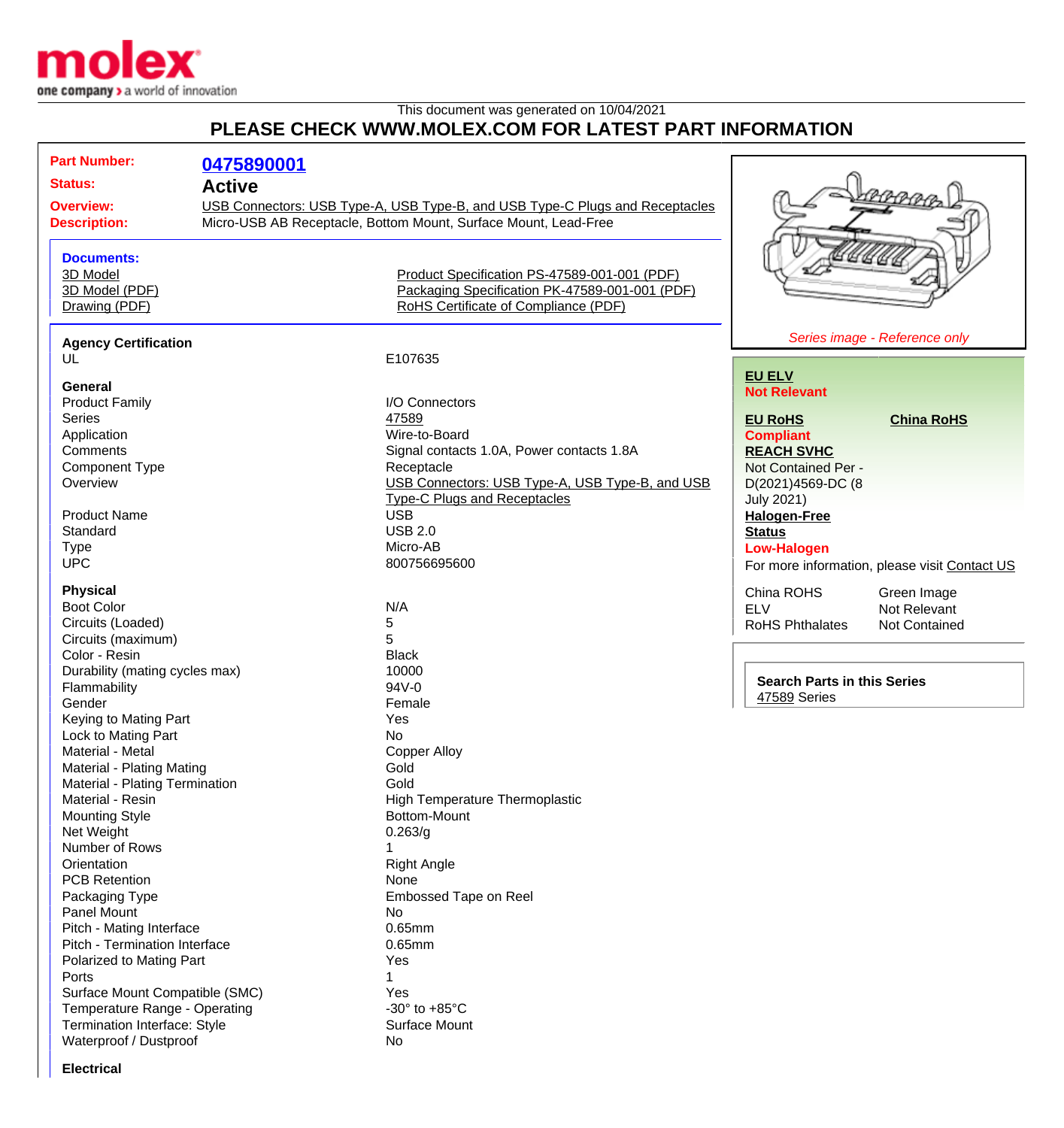molex
one company > a world of innovation

This document was generated on 10/04/2021

# PLEASE CHECK WWW.MOLEX.COM FOR LATEST PART INFORMATION

**Part Number:** 0475890001
**Status:** Active
**Overview:** USB Connectors: USB Type-A, USB Type-B, and USB Type-C Plugs and Receptacles
**Description:** Micro-USB AB Receptacle, Bottom Mount, Surface Mount, Lead-Free

**Documents:**

- 3D Model
- 3D Model (PDF)
- Drawing (PDF)
- Product Specification PS-47589-001-001 (PDF)
- Packaging Specification PK-47589-001-001 (PDF)
- RoHS Certificate of Compliance (PDF)

*Series image - Reference only*

**EU ELV**
**Not Relevant**

**EU RoHS** **China RoHS**
**Compliant**

**REACH SVHC**
Not Contained Per - D(2021)4569-DC (8 July 2021)

**Halogen-Free Status**
**Low-Halogen**

For more information, please visit Contact US

| | |
|---|---|
| China ROHS | Green Image |
| ELV | Not Relevant |
| RoHS Phthalates | Not Contained |

**Search Parts in this Series**
47589 Series

### Agency Certification

| | |
|---|---|
| UL | E107635 |

### General

| | |
|---|---|
| Product Family | I/O Connectors |
| Series | 47589 |
| Application | Wire-to-Board |
| Comments | Signal contacts 1.0A, Power contacts 1.8A |
| Component Type | Receptacle |
| Overview | USB Connectors: USB Type-A, USB Type-B, and USB Type-C Plugs and Receptacles |
| Product Name | USB |
| Standard | USB 2.0 |
| Type | Micro-AB |
| UPC | 800756695600 |

### Physical

| | |
|---|---|
| Boot Color | N/A |
| Circuits (Loaded) | 5 |
| Circuits (maximum) | 5 |
| Color - Resin | Black |
| Durability (mating cycles max) | 10000 |
| Flammability | 94V-0 |
| Gender | Female |
| Keying to Mating Part | Yes |
| Lock to Mating Part | No |
| Material - Metal | Copper Alloy |
| Material - Plating Mating | Gold |
| Material - Plating Termination | Gold |
| Material - Resin | High Temperature Thermoplastic |
| Mounting Style | Bottom-Mount |
| Net Weight | 0.263/g |
| Number of Rows | 1 |
| Orientation | Right Angle |
| PCB Retention | None |
| Packaging Type | Embossed Tape on Reel |
| Panel Mount | No |
| Pitch - Mating Interface | 0.65mm |
| Pitch - Termination Interface | 0.65mm |
| Polarized to Mating Part | Yes |
| Ports | 1 |
| Surface Mount Compatible (SMC) | Yes |
| Temperature Range - Operating | -30° to +85°C |
| Termination Interface: Style | Surface Mount |
| Waterproof / Dustproof | No |

### Electrical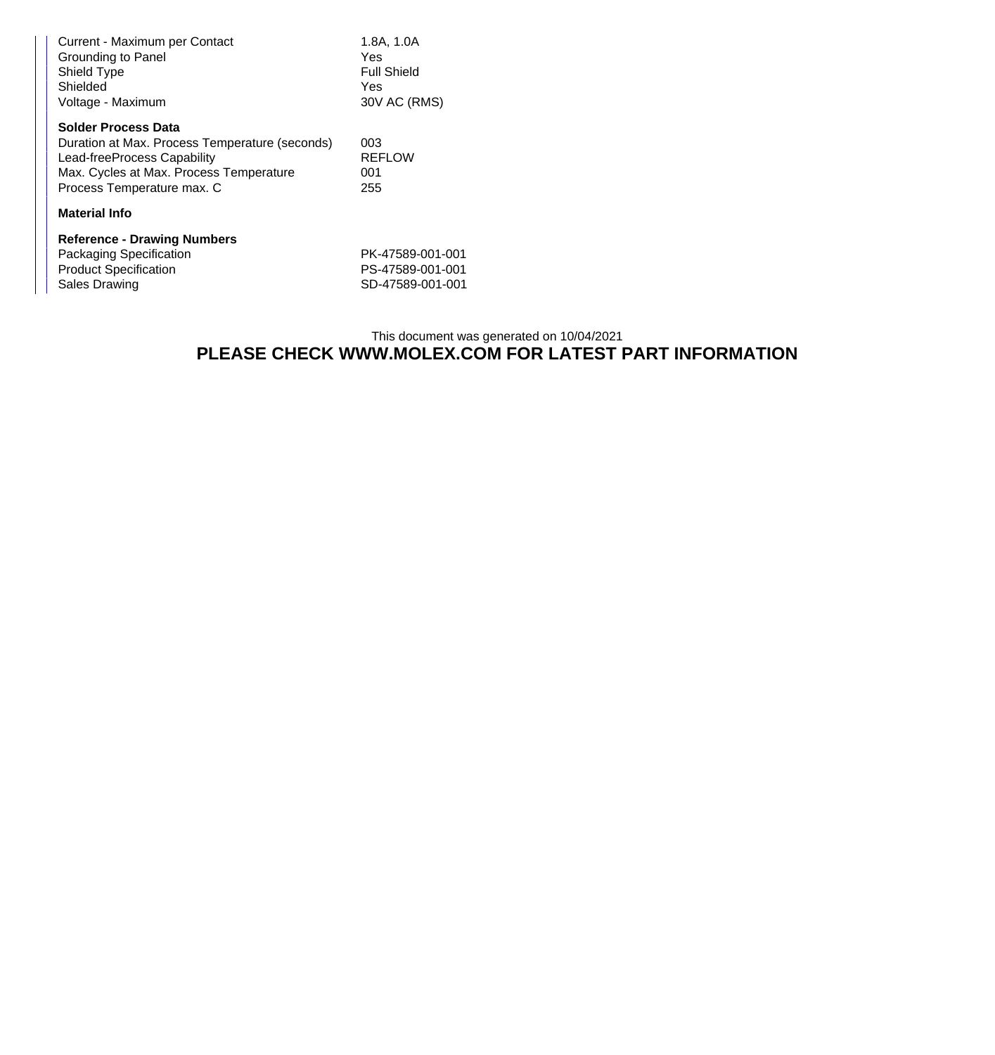| | |
|---|---|
| Current - Maximum per Contact | 1.8A, 1.0A |
| Grounding to Panel | Yes |
| Shield Type | Full Shield |
| Shielded | Yes |
| Voltage - Maximum | 30V AC (RMS) |

**Solder Process Data**

| | |
|---|---|
| Duration at Max. Process Temperature (seconds) | 003 |
| Lead-freeProcess Capability | REFLOW |
| Max. Cycles at Max. Process Temperature | 001 |
| Process Temperature max. C | 255 |

**Material Info**

**Reference - Drawing Numbers**

| | |
|---|---|
| Packaging Specification | PK-47589-001-001 |
| Product Specification | PS-47589-001-001 |
| Sales Drawing | SD-47589-001-001 |

This document was generated on 10/04/2021

**PLEASE CHECK WWW.MOLEX.COM FOR LATEST PART INFORMATION**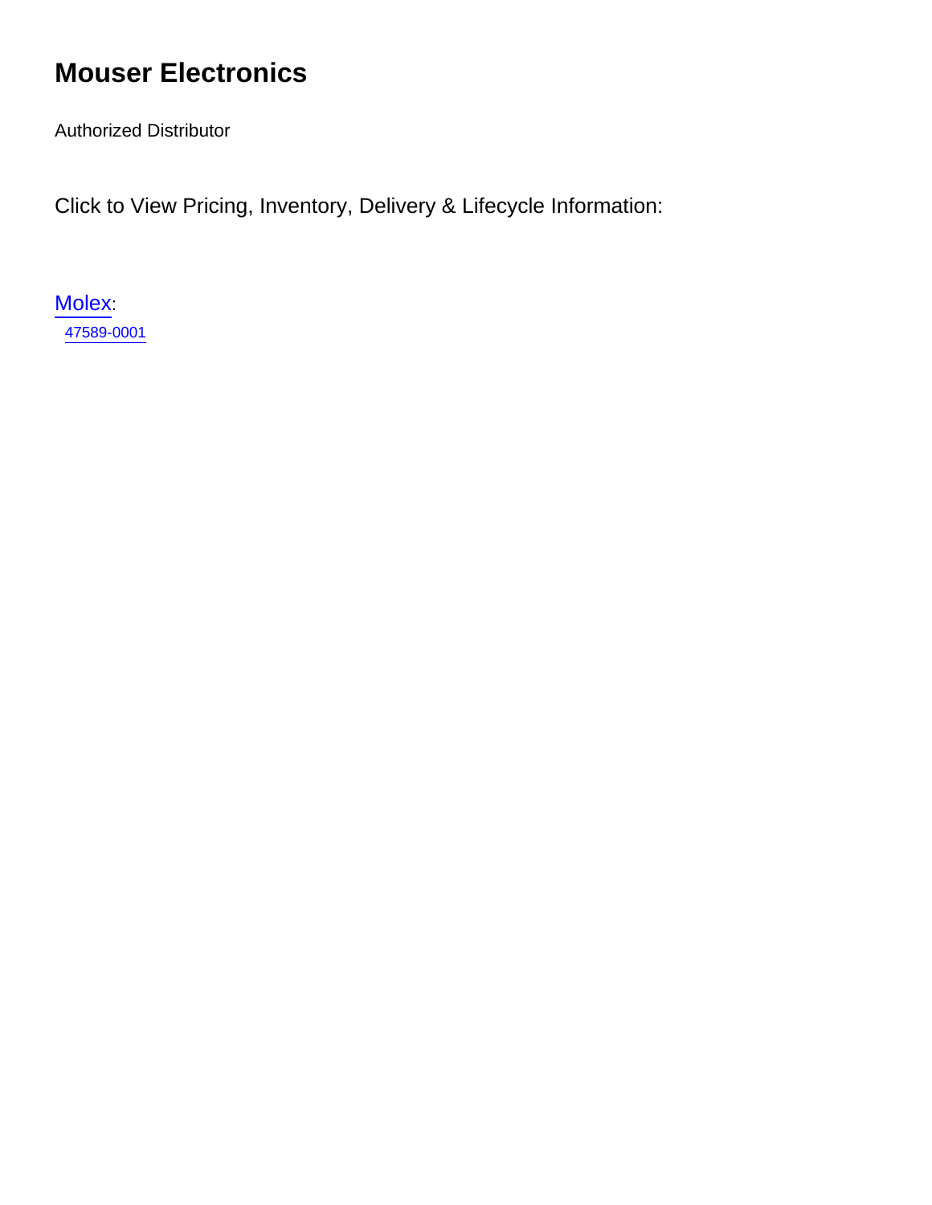# Mouser Electronics

Authorized Distributor

Click to View Pricing, Inventory, Delivery & Lifecycle Information:

Molex:

47589-0001